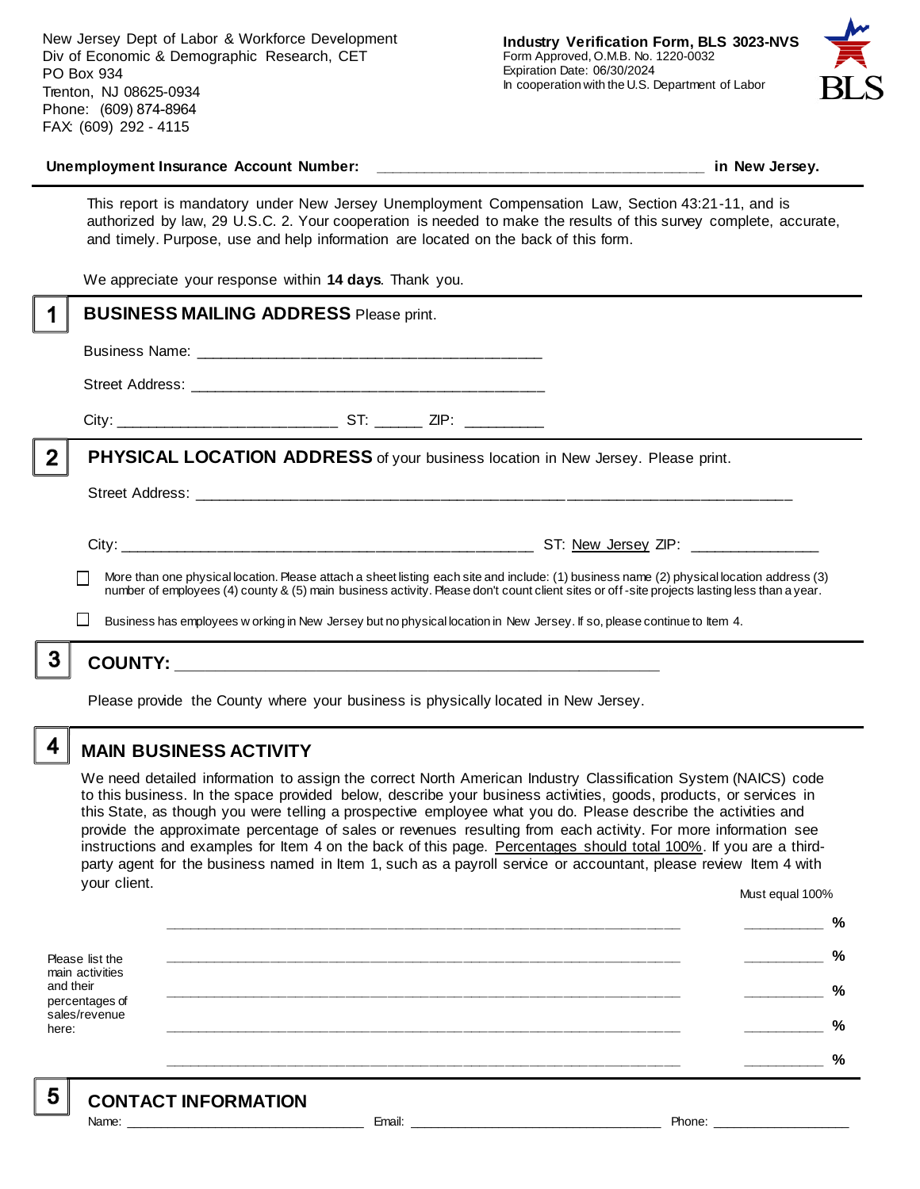New Jersey Dept of Labor & Workforce Development
Div of Economic & Demographic Research, CET
PO Box 934
Trenton, NJ 08625-0934
Phone: (609) 874-8964
FAX: (609) 292 - 4115

**Industry Verification Form, BLS 3023-NVS**
Form Approved, O.M.B. No. 1220-0032
Expiration Date: 06/30/2024
In cooperation with the U.S. Department of Labor

**Unemployment Insurance Account Number:** ______________________________________ **in New Jersey.**

This report is mandatory under New Jersey Unemployment Compensation Law, Section 43:21-11, and is authorized by law, 29 U.S.C. 2. Your cooperation is needed to make the results of this survey complete, accurate, and timely. Purpose, use and help information are located on the back of this form.

We appreciate your response within **14 days**. Thank you.

## 1 BUSINESS MAILING ADDRESS Please print.

Business Name: ________________________________________

Street Address: ________________________________________

City: __________________________ ST: ______ ZIP: __________

## 2 PHYSICAL LOCATION ADDRESS of your business location in New Jersey. Please print.

Street Address: ______________________________________________________________________

City: ________________________________________________ ST: New Jersey ZIP: _______________

☐ More than one physical location. Please attach a sheet listing each site and include: (1) business name (2) physical location address (3) number of employees (4) county & (5) main business activity. Please don't count client sites or off-site projects lasting less than a year.

☐ Business has employees working in New Jersey but no physical location in New Jersey. If so, please continue to Item 4.

## 3 COUNTY: ________________________________________________

Please provide the County where your business is physically located in New Jersey.

## 4 MAIN BUSINESS ACTIVITY

We need detailed information to assign the correct North American Industry Classification System (NAICS) code to this business. In the space provided below, describe your business activities, goods, products, or services in this State, as though you were telling a prospective employee what you do. Please describe the activities and provide the approximate percentage of sales or revenues resulting from each activity. For more information see instructions and examples for Item 4 on the back of this page. Percentages should total 100%. If you are a third-party agent for the business named in Item 1, such as a payroll service or accountant, please review Item 4 with your client.

Must equal 100%

Please list the main activities and their percentages of sales/revenue here:

| Activity | Percentage |
|---|---|
| ______________________________________________________________ | __________ % |
| ______________________________________________________________ | __________ % |
| ______________________________________________________________ | __________ % |
| ______________________________________________________________ | __________ % |
| ______________________________________________________________ | __________ % |

## 5 CONTACT INFORMATION

Name: ______________________________ Email: __________________________________ Phone: ___________________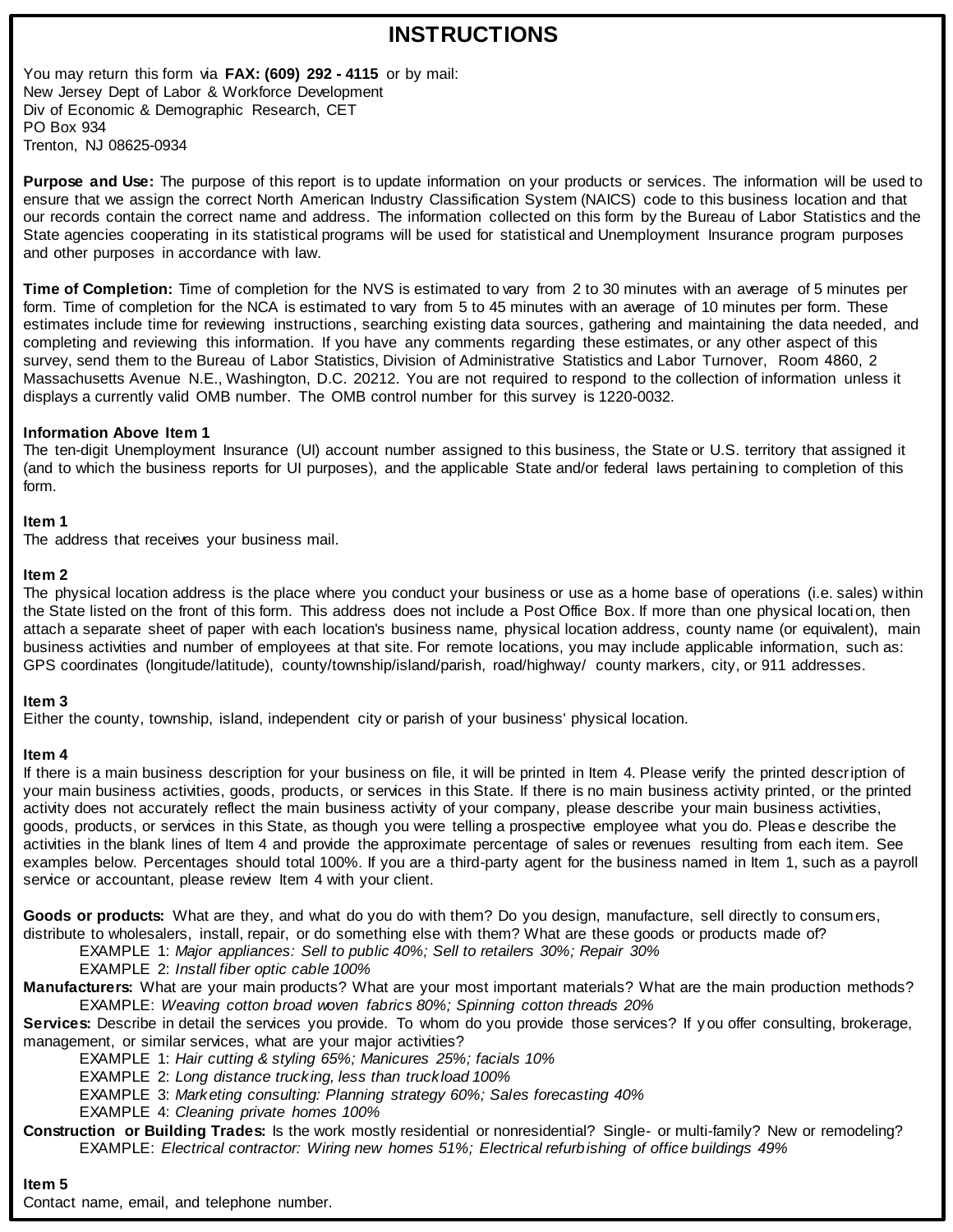# INSTRUCTIONS

You may return this form via **FAX: (609) 292 - 4115** or by mail:
New Jersey Dept of Labor & Workforce Development
Div of Economic & Demographic Research, CET
PO Box 934
Trenton, NJ 08625-0934

**Purpose and Use:** The purpose of this report is to update information on your products or services. The information will be used to ensure that we assign the correct North American Industry Classification System (NAICS) code to this business location and that our records contain the correct name and address. The information collected on this form by the Bureau of Labor Statistics and the State agencies cooperating in its statistical programs will be used for statistical and Unemployment Insurance program purposes and other purposes in accordance with law.

**Time of Completion:** Time of completion for the NVS is estimated to vary from 2 to 30 minutes with an average of 5 minutes per form. Time of completion for the NCA is estimated to vary from 5 to 45 minutes with an average of 10 minutes per form. These estimates include time for reviewing instructions, searching existing data sources, gathering and maintaining the data needed, and completing and reviewing this information. If you have any comments regarding these estimates, or any other aspect of this survey, send them to the Bureau of Labor Statistics, Division of Administrative Statistics and Labor Turnover, Room 4860, 2 Massachusetts Avenue N.E., Washington, D.C. 20212. You are not required to respond to the collection of information unless it displays a currently valid OMB number. The OMB control number for this survey is 1220-0032.

**Information Above Item 1**
The ten-digit Unemployment Insurance (UI) account number assigned to this business, the State or U.S. territory that assigned it (and to which the business reports for UI purposes), and the applicable State and/or federal laws pertaining to completion of this form.

**Item 1**
The address that receives your business mail.

**Item 2**
The physical location address is the place where you conduct your business or use as a home base of operations (i.e. sales) within the State listed on the front of this form. This address does not include a Post Office Box. If more than one physical location, then attach a separate sheet of paper with each location's business name, physical location address, county name (or equivalent), main business activities and number of employees at that site. For remote locations, you may include applicable information, such as: GPS coordinates (longitude/latitude), county/township/island/parish, road/highway/ county markers, city, or 911 addresses.

**Item 3**
Either the county, township, island, independent city or parish of your business' physical location.

**Item 4**
If there is a main business description for your business on file, it will be printed in Item 4. Please verify the printed description of your main business activities, goods, products, or services in this State. If there is no main business activity printed, or the printed activity does not accurately reflect the main business activity of your company, please describe your main business activities, goods, products, or services in this State, as though you were telling a prospective employee what you do. Please describe the activities in the blank lines of Item 4 and provide the approximate percentage of sales or revenues resulting from each item. See examples below. Percentages should total 100%. If you are a third-party agent for the business named in Item 1, such as a payroll service or accountant, please review Item 4 with your client.

**Goods or products:** What are they, and what do you do with them? Do you design, manufacture, sell directly to consumers, distribute to wholesalers, install, repair, or do something else with them? What are these goods or products made of?
EXAMPLE 1: *Major appliances: Sell to public 40%; Sell to retailers 30%; Repair 30%*
EXAMPLE 2: *Install fiber optic cable 100%*

**Manufacturers:** What are your main products? What are your most important materials? What are the main production methods?
EXAMPLE: *Weaving cotton broad woven fabrics 80%; Spinning cotton threads 20%*

**Services:** Describe in detail the services you provide. To whom do you provide those services? If you offer consulting, brokerage, management, or similar services, what are your major activities?
EXAMPLE 1: *Hair cutting & styling 65%; Manicures 25%; facials 10%*
EXAMPLE 2: *Long distance trucking, less than truckload 100%*
EXAMPLE 3: *Marketing consulting: Planning strategy 60%; Sales forecasting 40%*
EXAMPLE 4: *Cleaning private homes 100%*

**Construction or Building Trades:** Is the work mostly residential or nonresidential? Single- or multi-family? New or remodeling?
EXAMPLE: *Electrical contractor: Wiring new homes 51%; Electrical refurbishing of office buildings 49%*

**Item 5**
Contact name, email, and telephone number.